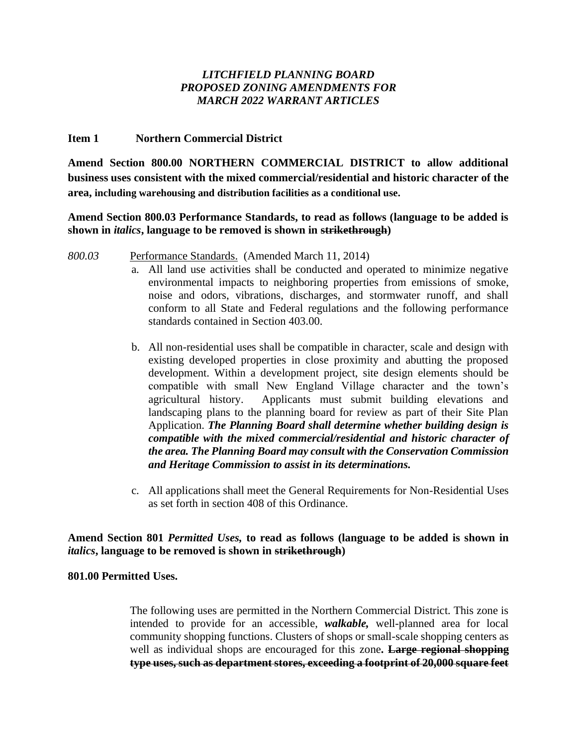***LITCHFIELD PLANNING BOARD***
***PROPOSED ZONING AMENDMENTS FOR***
***MARCH 2022 WARRANT ARTICLES***

**Item 1 Northern Commercial District**

**Amend Section 800.00 NORTHERN COMMERCIAL DISTRICT to allow additional business uses consistent with the mixed commercial/residential and historic character of the area, including warehousing and distribution facilities as a conditional use.**

**Amend Section 800.03 Performance Standards, to read as follows (language to be added is shown in *italics*, language to be removed is shown in ~~strikethrough~~)**

*800.03* Performance Standards. (Amended March 11, 2014)

a. All land use activities shall be conducted and operated to minimize negative environmental impacts to neighboring properties from emissions of smoke, noise and odors, vibrations, discharges, and stormwater runoff, and shall conform to all State and Federal regulations and the following performance standards contained in Section 403.00.

b. All non-residential uses shall be compatible in character, scale and design with existing developed properties in close proximity and abutting the proposed development. Within a development project, site design elements should be compatible with small New England Village character and the town's agricultural history. Applicants must submit building elevations and landscaping plans to the planning board for review as part of their Site Plan Application. ***The Planning Board shall determine whether building design is compatible with the mixed commercial/residential and historic character of the area. The Planning Board may consult with the Conservation Commission and Heritage Commission to assist in its determinations.***

c. All applications shall meet the General Requirements for Non-Residential Uses as set forth in section 408 of this Ordinance.

**Amend Section 801 *Permitted Uses,* to read as follows (language to be added is shown in *italics*, language to be removed is shown in ~~strikethrough~~)**

**801.00 Permitted Uses.**

The following uses are permitted in the Northern Commercial District. This zone is intended to provide for an accessible, ***walkable,*** well-planned area for local community shopping functions. Clusters of shops or small-scale shopping centers as well as individual shops are encouraged for this zone**.** **~~Large regional shopping type uses, such as department stores, exceeding a footprint of 20,000 square feet~~**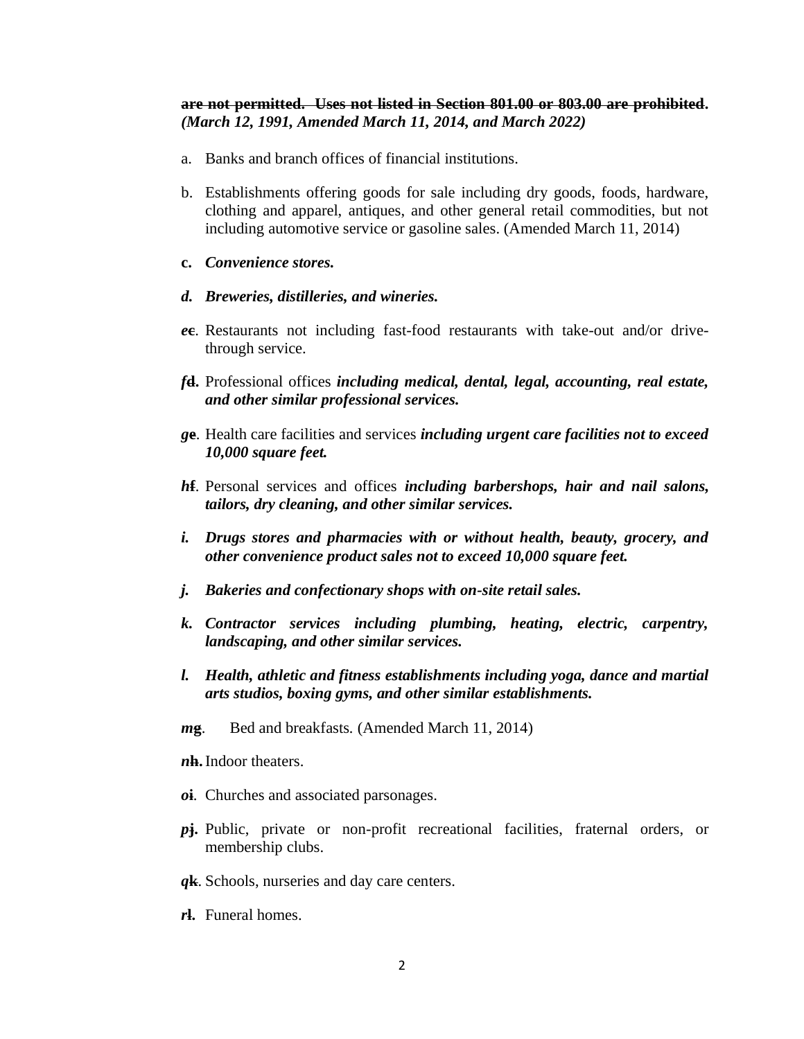~~**are not permitted. Uses not listed in Section 801.00 or 803.00 are prohibited**~~**.** ***(March 12, 1991, Amended March 11, 2014, and March 2022)***

a. Banks and branch offices of financial institutions.

b. Establishments offering goods for sale including dry goods, foods, hardware, clothing and apparel, antiques, and other general retail commodities, but not including automotive service or gasoline sales. (Amended March 11, 2014)

**c.** ***Convenience stores.***

***d. Breweries, distilleries, and wineries.***

***e***~~c~~. Restaurants not including fast-food restaurants with take-out and/or drive-through service.

***f***~~**d**~~**.** Professional offices ***including medical, dental, legal, accounting, real estate, and other similar professional services.***

***g***~~**e**~~. Health care facilities and services ***including urgent care facilities not to exceed 10,000 square feet.***

***h***~~f~~. Personal services and offices ***including barbershops, hair and nail salons, tailors, dry cleaning, and other similar services.***

***i. Drugs stores and pharmacies with or without health, beauty, grocery, and other convenience product sales not to exceed 10,000 square feet.***

***j. Bakeries and confectionary shops with on-site retail sales.***

***k. Contractor services including plumbing, heating, electric, carpentry, landscaping, and other similar services.***

***l. Health, athletic and fitness establishments including yoga, dance and martial arts studios, boxing gyms, and other similar establishments.***

***m***~~**g**~~. Bed and breakfasts. (Amended March 11, 2014)

***n***~~**h.**~~ Indoor theaters.

***o***~~**i**~~. Churches and associated parsonages.

***p***~~**j**~~**.** Public, private or non-profit recreational facilities, fraternal orders, or membership clubs.

***q***~~**k**~~. Schools, nurseries and day care centers.

***r***~~**l**~~**.** Funeral homes.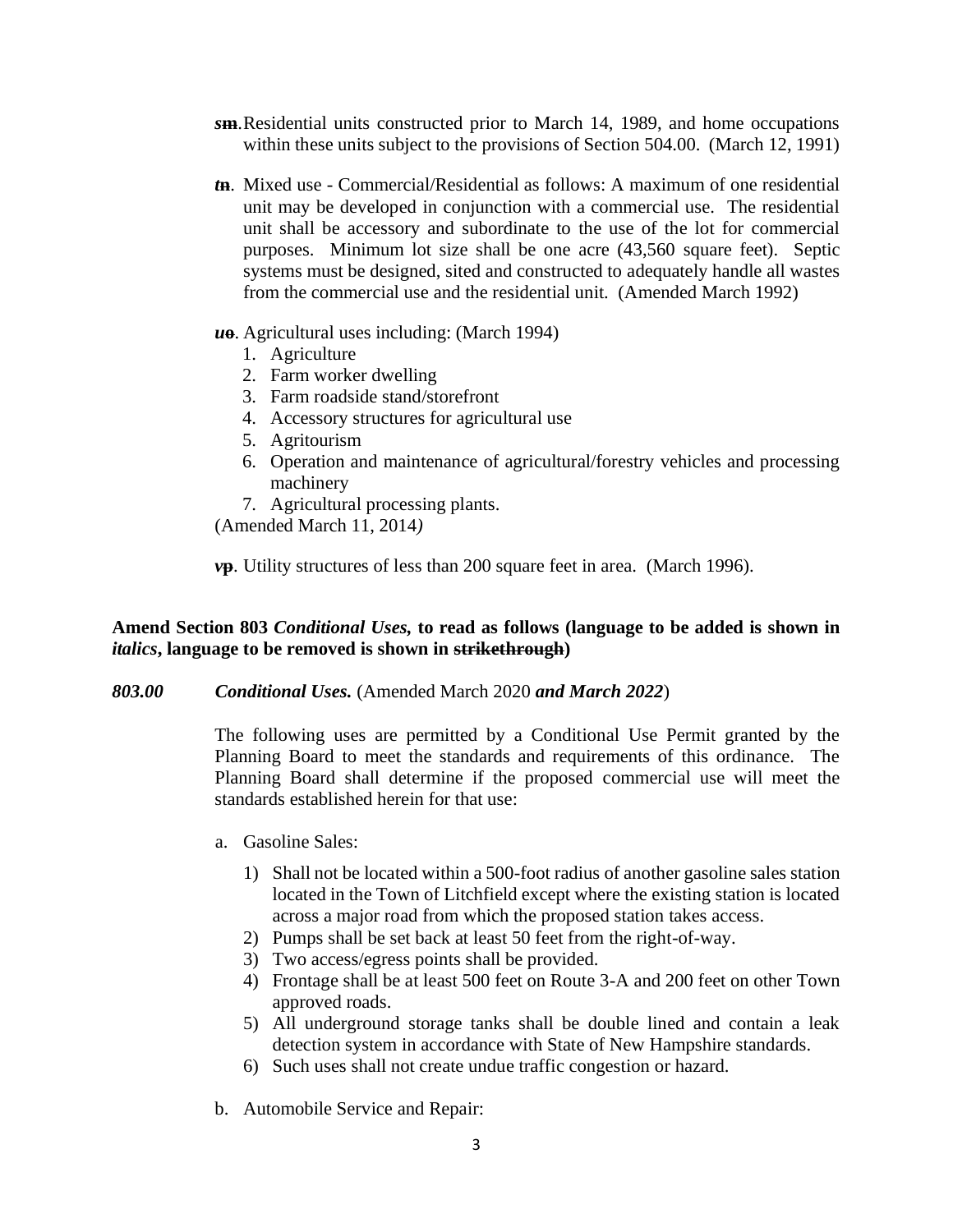*s*~~m~~. Residential units constructed prior to March 14, 1989, and home occupations within these units subject to the provisions of Section 504.00. (March 12, 1991)

*t*~~n~~. Mixed use - Commercial/Residential as follows: A maximum of one residential unit may be developed in conjunction with a commercial use. The residential unit shall be accessory and subordinate to the use of the lot for commercial purposes. Minimum lot size shall be one acre (43,560 square feet). Septic systems must be designed, sited and constructed to adequately handle all wastes from the commercial use and the residential unit. (Amended March 1992)

*u*~~o~~. Agricultural uses including: (March 1994)

1. Agriculture
2. Farm worker dwelling
3. Farm roadside stand/storefront
4. Accessory structures for agricultural use
5. Agritourism
6. Operation and maintenance of agricultural/forestry vehicles and processing machinery
7. Agricultural processing plants.

(Amended March 11, 2014*)*

*v*~~p~~. Utility structures of less than 200 square feet in area. (March 1996).

**Amend Section 803 *Conditional Uses,* to read as follows (language to be added is shown in *italics*, language to be removed is shown in ~~strikethrough~~)**

***803.00 Conditional Uses.*** (Amended March 2020 ***and March 2022***)

The following uses are permitted by a Conditional Use Permit granted by the Planning Board to meet the standards and requirements of this ordinance. The Planning Board shall determine if the proposed commercial use will meet the standards established herein for that use:

a. Gasoline Sales:
   1) Shall not be located within a 500-foot radius of another gasoline sales station located in the Town of Litchfield except where the existing station is located across a major road from which the proposed station takes access.
   2) Pumps shall be set back at least 50 feet from the right-of-way.
   3) Two access/egress points shall be provided.
   4) Frontage shall be at least 500 feet on Route 3-A and 200 feet on other Town approved roads.
   5) All underground storage tanks shall be double lined and contain a leak detection system in accordance with State of New Hampshire standards.
   6) Such uses shall not create undue traffic congestion or hazard.

b. Automobile Service and Repair: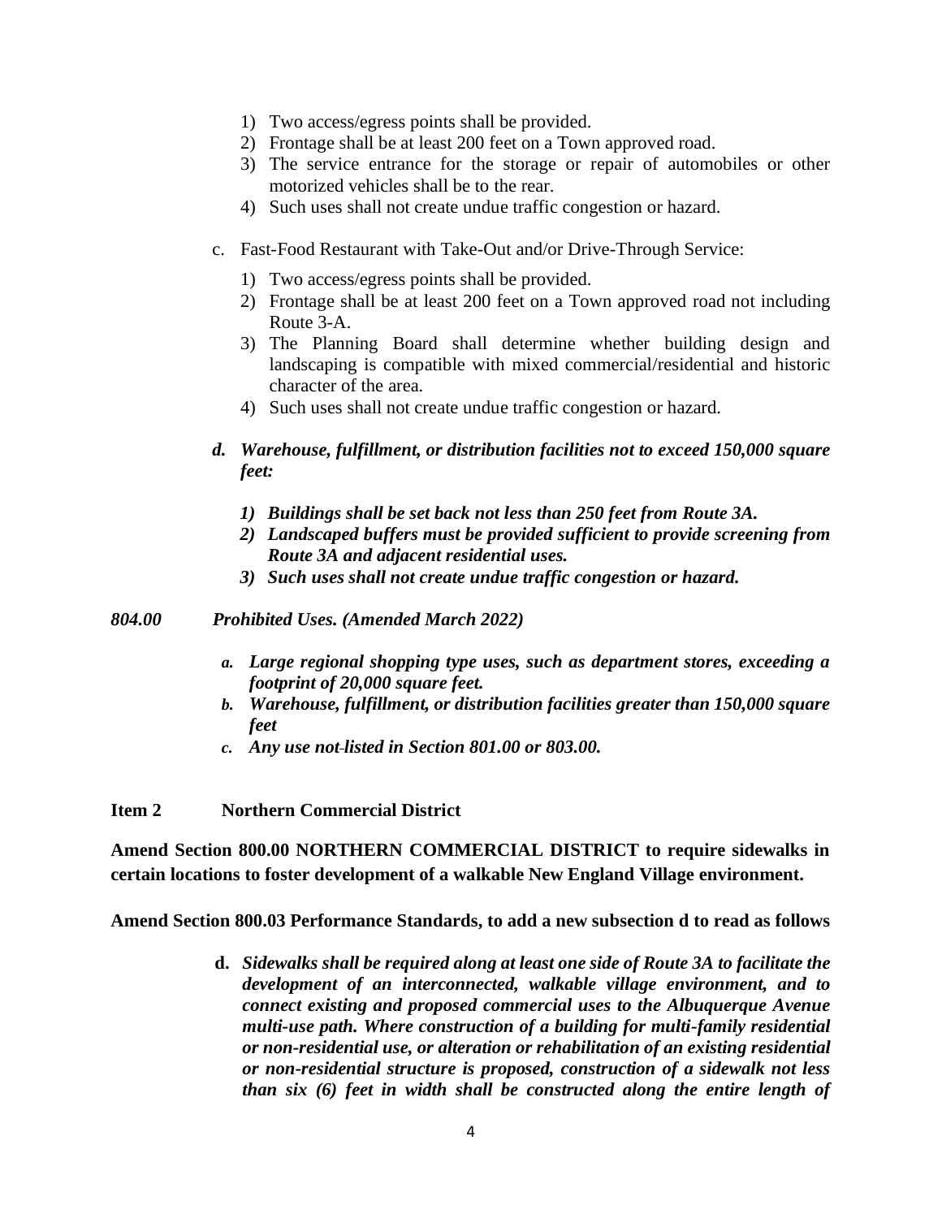1) Two access/egress points shall be provided.
2) Frontage shall be at least 200 feet on a Town approved road.
3) The service entrance for the storage or repair of automobiles or other motorized vehicles shall be to the rear.
4) Such uses shall not create undue traffic congestion or hazard.

c. Fast-Food Restaurant with Take-Out and/or Drive-Through Service:

1) Two access/egress points shall be provided.
2) Frontage shall be at least 200 feet on a Town approved road not including Route 3-A.
3) The Planning Board shall determine whether building design and landscaping is compatible with mixed commercial/residential and historic character of the area.
4) Such uses shall not create undue traffic congestion or hazard.

***d. Warehouse, fulfillment, or distribution facilities not to exceed 150,000 square feet:***

***1) Buildings shall be set back not less than 250 feet from Route 3A.***
***2) Landscaped buffers must be provided sufficient to provide screening from Route 3A and adjacent residential uses.***
***3) Such uses shall not create undue traffic congestion or hazard.***

***804.00 Prohibited Uses. (Amended March 2022)***

***a. Large regional shopping type uses, such as department stores, exceeding a footprint of 20,000 square feet.***
***b. Warehouse, fulfillment, or distribution facilities greater than 150,000 square feet***
***c. Any use not listed in Section 801.00 or 803.00.***

**Item 2 Northern Commercial District**

**Amend Section 800.00 NORTHERN COMMERCIAL DISTRICT to require sidewalks in certain locations to foster development of a walkable New England Village environment.**

**Amend Section 800.03 Performance Standards, to add a new subsection d to read as follows**

**d.** ***Sidewalks shall be required along at least one side of Route 3A to facilitate the development of an interconnected, walkable village environment, and to connect existing and proposed commercial uses to the Albuquerque Avenue multi-use path. Where construction of a building for multi-family residential or non-residential use, or alteration or rehabilitation of an existing residential or non-residential structure is proposed, construction of a sidewalk not less than six (6) feet in width shall be constructed along the entire length of***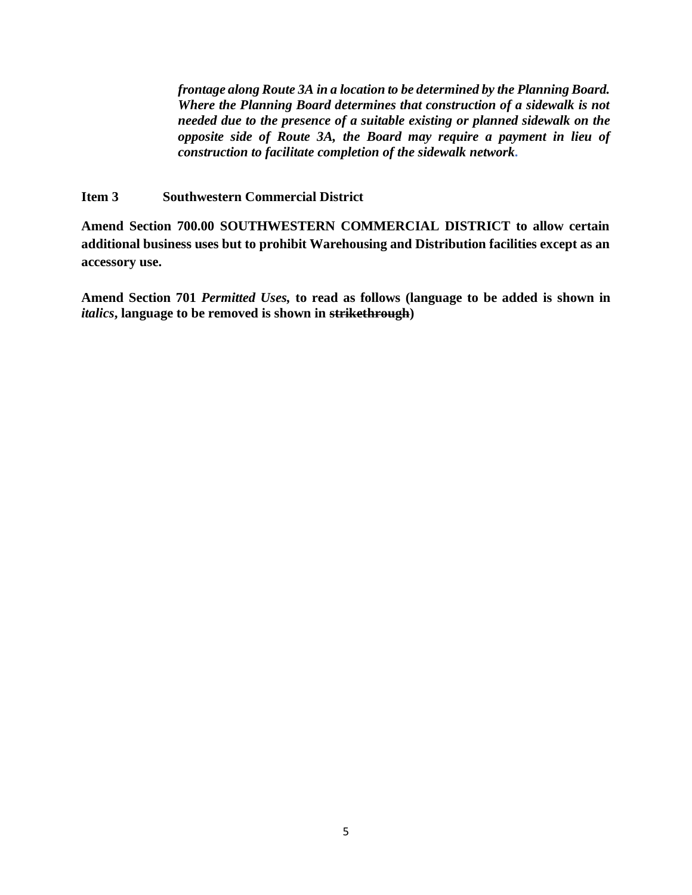***frontage along Route 3A in a location to be determined by the Planning Board. Where the Planning Board determines that construction of a sidewalk is not needed due to the presence of a suitable existing or planned sidewalk on the opposite side of Route 3A, the Board may require a payment in lieu of construction to facilitate completion of the sidewalk network.***

**Item 3 Southwestern Commercial District**

**Amend Section 700.00 SOUTHWESTERN COMMERCIAL DISTRICT to allow certain additional business uses but to prohibit Warehousing and Distribution facilities except as an accessory use.**

**Amend Section 701 *Permitted Uses,* to read as follows (language to be added is shown in *italics*, language to be removed is shown in ~~strikethrough~~)**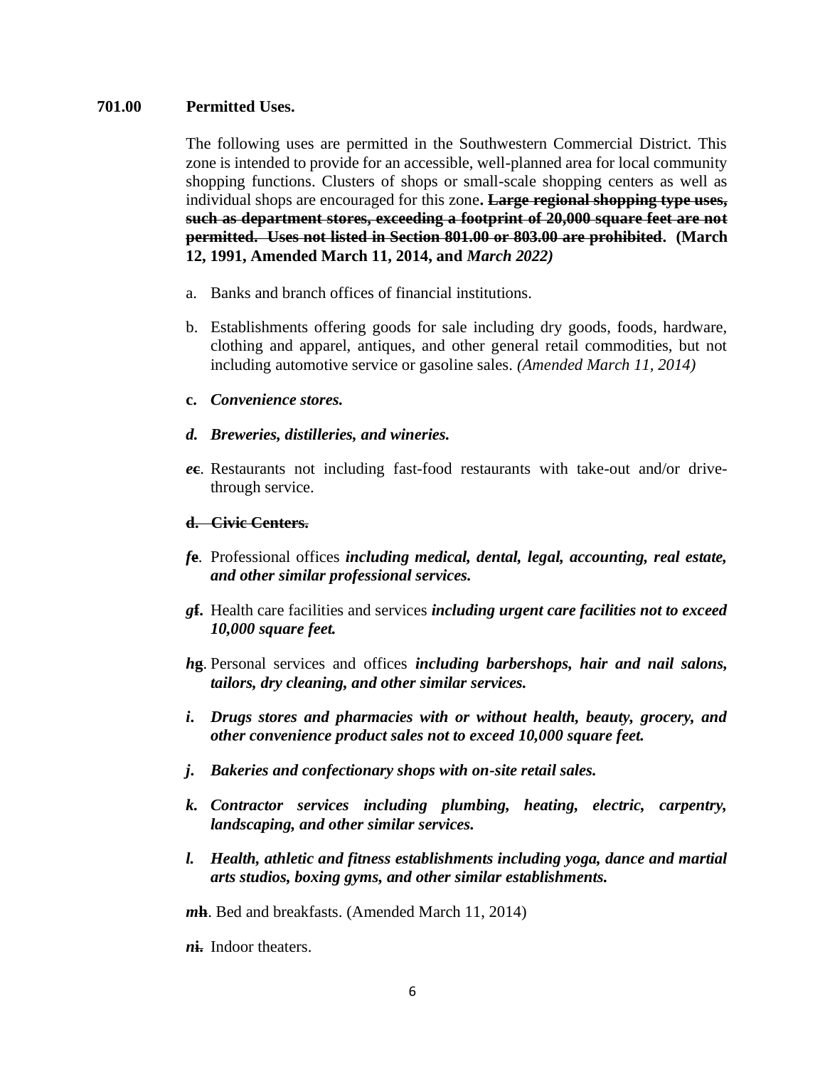**701.00 Permitted Uses.**

The following uses are permitted in the Southwestern Commercial District. This zone is intended to provide for an accessible, well-planned area for local community shopping functions. Clusters of shops or small-scale shopping centers as well as individual shops are encouraged for this zone**. ~~Large regional shopping type uses, such as department stores, exceeding a footprint of 20,000 square feet are not permitted. Uses not listed in Section 801.00 or 803.00 are prohibited~~. (March 12, 1991, Amended March 11, 2014, and *March 2022)***

a. Banks and branch offices of financial institutions.

b. Establishments offering goods for sale including dry goods, foods, hardware, clothing and apparel, antiques, and other general retail commodities, but not including automotive service or gasoline sales. *(Amended March 11, 2014)*

**c. *Convenience stores.***

***d. Breweries, distilleries, and wineries.***

***e*~~c~~. Restaurants not including fast-food restaurants with take-out and/or drive-through service.

**~~d. Civic Centers.~~**

***f*~~e~~. Professional offices ***including medical, dental, legal, accounting, real estate, and other similar professional services.***

***g*~~f~~.** Health care facilities and services ***including urgent care facilities not to exceed 10,000 square feet.***

***h*~~g~~. Personal services and offices ***including barbershops, hair and nail salons, tailors, dry cleaning, and other similar services.***

***i. Drugs stores and pharmacies with or without health, beauty, grocery, and other convenience product sales not to exceed 10,000 square feet.***

***j. Bakeries and confectionary shops with on-site retail sales.***

***k. Contractor services including plumbing, heating, electric, carpentry, landscaping, and other similar services.***

***l. Health, athletic and fitness establishments including yoga, dance and martial arts studios, boxing gyms, and other similar establishments.***

***m*~~h~~. Bed and breakfasts. (Amended March 11, 2014)

***n*~~i.~~** Indoor theaters.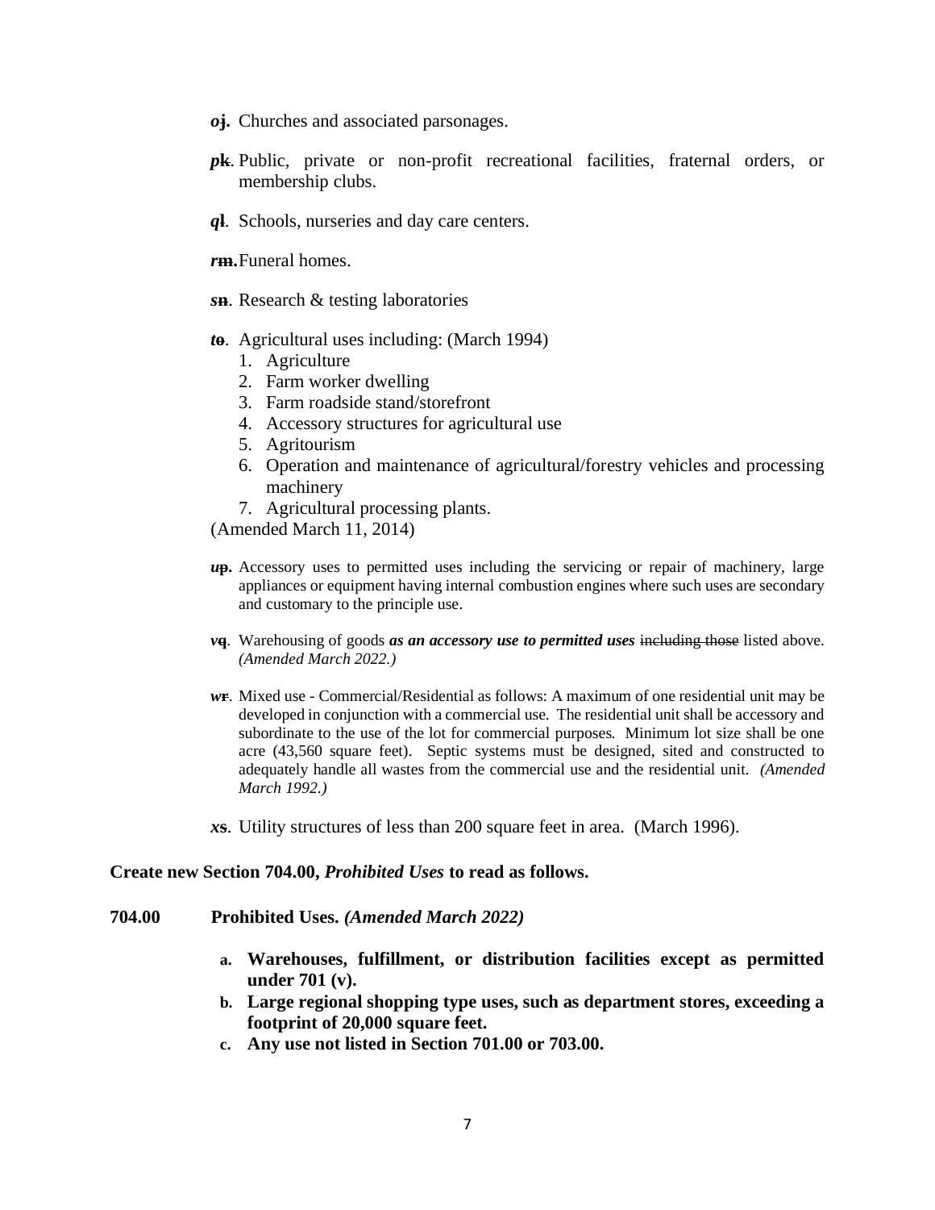***o*~~j~~.** Churches and associated parsonages.

***p*~~k~~**. Public, private or non-profit recreational facilities, fraternal orders, or membership clubs.

***q*~~l~~**. Schools, nurseries and day care centers.

***r*~~m~~.** Funeral homes.

***s*~~n~~**. Research & testing laboratories

***t*~~o~~**. Agricultural uses including: (March 1994)

1. Agriculture
2. Farm worker dwelling
3. Farm roadside stand/storefront
4. Accessory structures for agricultural use
5. Agritourism
6. Operation and maintenance of agricultural/forestry vehicles and processing machinery
7. Agricultural processing plants.

(Amended March 11, 2014)

***u*~~p~~.** Accessory uses to permitted uses including the servicing or repair of machinery, large appliances or equipment having internal combustion engines where such uses are secondary and customary to the principle use.

***v*~~q~~**. Warehousing of goods ***as an accessory use to permitted uses*** ~~including those~~ listed above. *(Amended March 2022.)*

***w*~~r~~**. Mixed use - Commercial/Residential as follows: A maximum of one residential unit may be developed in conjunction with a commercial use. The residential unit shall be accessory and subordinate to the use of the lot for commercial purposes. Minimum lot size shall be one acre (43,560 square feet). Septic systems must be designed, sited and constructed to adequately handle all wastes from the commercial use and the residential unit. *(Amended March 1992.)*

***x*~~s~~**. Utility structures of less than 200 square feet in area. (March 1996).

**Create new Section 704.00, *Prohibited Uses* to read as follows.**

**704.00 Prohibited Uses. *(Amended March 2022)***

**a. Warehouses, fulfillment, or distribution facilities except as permitted under 701 (v).**

**b. Large regional shopping type uses, such as department stores, exceeding a footprint of 20,000 square feet.**

**c. Any use not listed in Section 701.00 or 703.00.**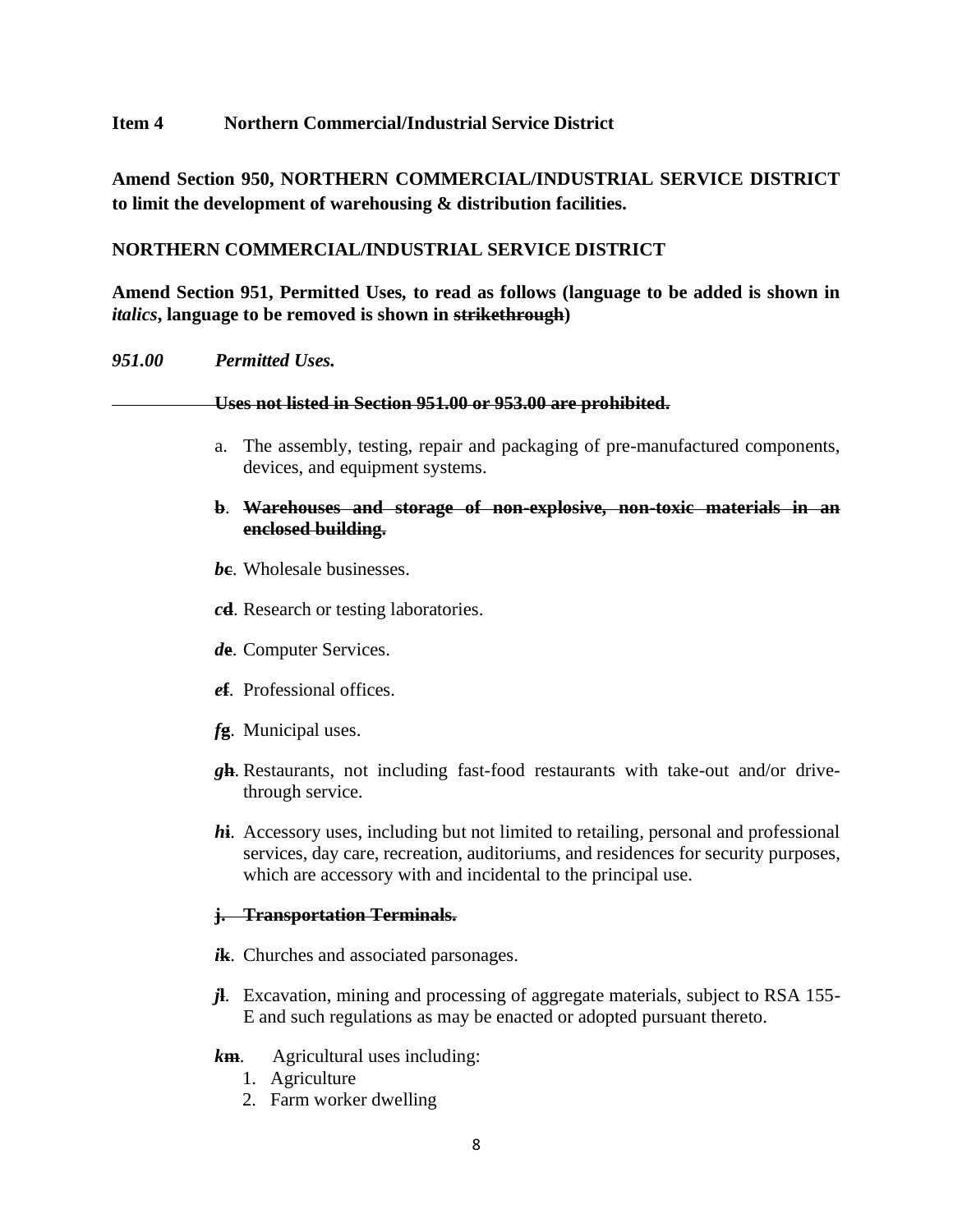**Item 4 Northern Commercial/Industrial Service District**

**Amend Section 950, NORTHERN COMMERCIAL/INDUSTRIAL SERVICE DISTRICT to limit the development of warehousing & distribution facilities.**

**NORTHERN COMMERCIAL/INDUSTRIAL SERVICE DISTRICT**

**Amend Section 951, Permitted Uses, to read as follows (language to be added is shown in *italics*, language to be removed is shown in ~~strikethrough~~)**

***951.00 Permitted Uses.***

~~**Uses not listed in Section 951.00 or 953.00 are prohibited.**~~

a. The assembly, testing, repair and packaging of pre-manufactured components, devices, and equipment systems.

~~**b. Warehouses and storage of non-explosive, non-toxic materials in an enclosed building.**~~

***b***~~**c**~~. Wholesale businesses.

***c***~~**d**~~. Research or testing laboratories.

***d***~~**e**~~. Computer Services.

***e***~~**f**~~. Professional offices.

***f***~~**g**~~. Municipal uses.

***g***~~**h**~~. Restaurants, not including fast-food restaurants with take-out and/or drive-through service.

***h***~~**i**~~. Accessory uses, including but not limited to retailing, personal and professional services, day care, recreation, auditoriums, and residences for security purposes, which are accessory with and incidental to the principal use.

~~**j. Transportation Terminals.**~~

***i***~~**k**~~. Churches and associated parsonages.

***j***~~**l**~~. Excavation, mining and processing of aggregate materials, subject to RSA 155-E and such regulations as may be enacted or adopted pursuant thereto.

***k***~~**m**~~. Agricultural uses including:

1. Agriculture
2. Farm worker dwelling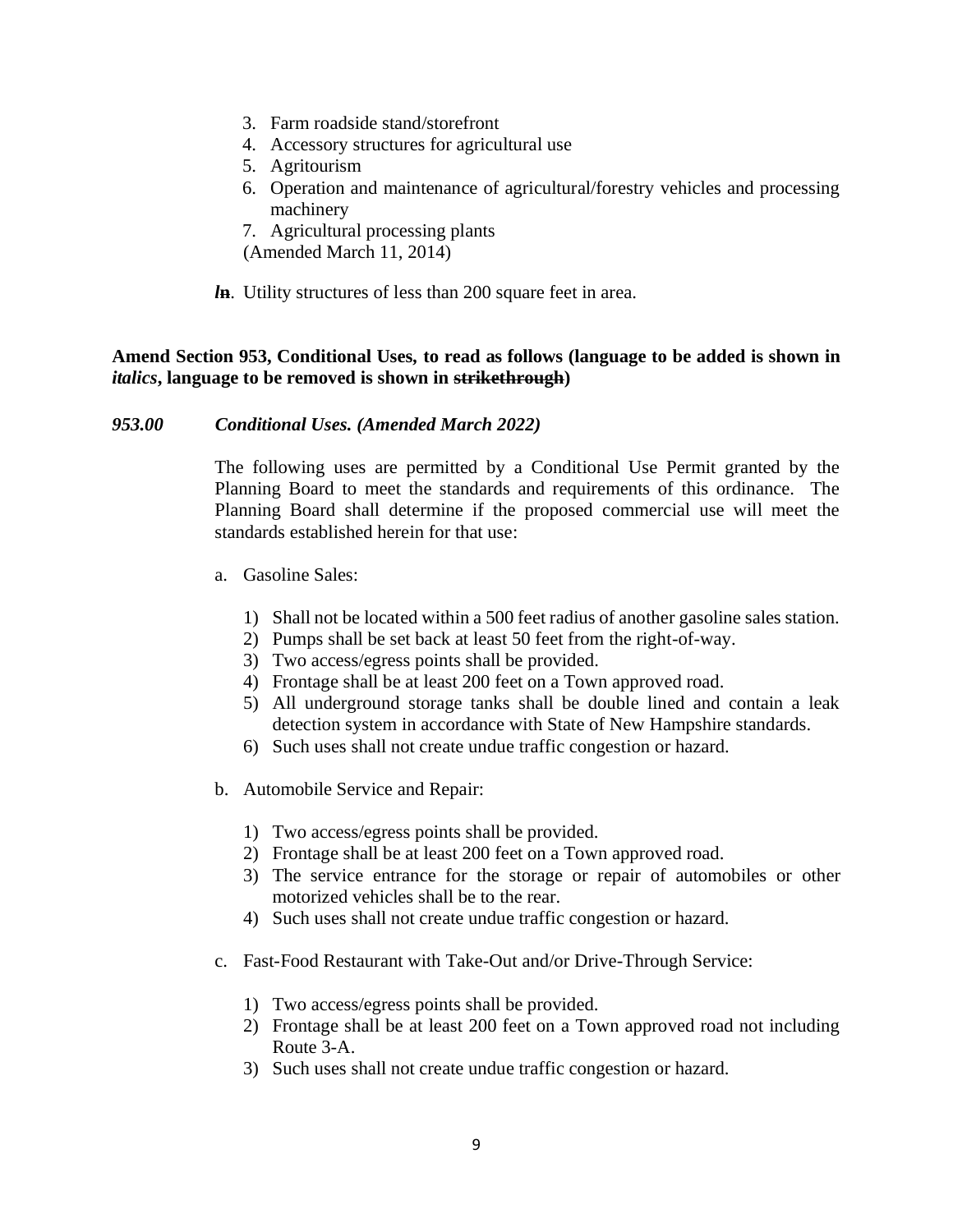3. Farm roadside stand/storefront
4. Accessory structures for agricultural use
5. Agritourism
6. Operation and maintenance of agricultural/forestry vehicles and processing machinery
7. Agricultural processing plants

(Amended March 11, 2014)

***l*~~n~~**. Utility structures of less than 200 square feet in area.

**Amend Section 953, Conditional Uses, to read as follows (language to be added is shown in *italics*, language to be removed is shown in ~~strikethrough~~)**

***953.00 Conditional Uses. (Amended March 2022)***

The following uses are permitted by a Conditional Use Permit granted by the Planning Board to meet the standards and requirements of this ordinance. The Planning Board shall determine if the proposed commercial use will meet the standards established herein for that use:

a. Gasoline Sales:

1) Shall not be located within a 500 feet radius of another gasoline sales station.
2) Pumps shall be set back at least 50 feet from the right-of-way.
3) Two access/egress points shall be provided.
4) Frontage shall be at least 200 feet on a Town approved road.
5) All underground storage tanks shall be double lined and contain a leak detection system in accordance with State of New Hampshire standards.
6) Such uses shall not create undue traffic congestion or hazard.

b. Automobile Service and Repair:

1) Two access/egress points shall be provided.
2) Frontage shall be at least 200 feet on a Town approved road.
3) The service entrance for the storage or repair of automobiles or other motorized vehicles shall be to the rear.
4) Such uses shall not create undue traffic congestion or hazard.

c. Fast-Food Restaurant with Take-Out and/or Drive-Through Service:

1) Two access/egress points shall be provided.
2) Frontage shall be at least 200 feet on a Town approved road not including Route 3-A.
3) Such uses shall not create undue traffic congestion or hazard.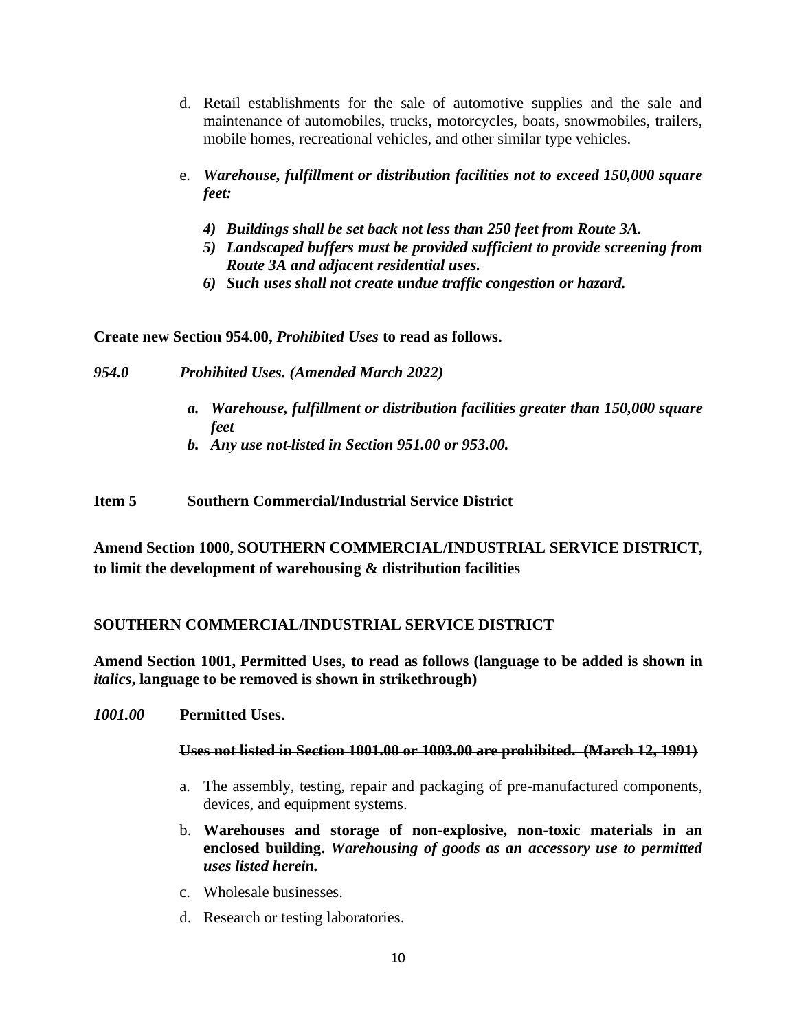d. Retail establishments for the sale of automotive supplies and the sale and maintenance of automobiles, trucks, motorcycles, boats, snowmobiles, trailers, mobile homes, recreational vehicles, and other similar type vehicles.

e. ***Warehouse, fulfillment or distribution facilities not to exceed 150,000 square feet:***

   ***4) Buildings shall be set back not less than 250 feet from Route 3A.***
   
   ***5) Landscaped buffers must be provided sufficient to provide screening from Route 3A and adjacent residential uses.***
   
   ***6) Such uses shall not create undue traffic congestion or hazard.***

**Create new Section 954.00, *Prohibited Uses* to read as follows.**

***954.0 Prohibited Uses. (Amended March 2022)***

***a. Warehouse, fulfillment or distribution facilities greater than 150,000 square feet***

***b. Any use not-listed in Section 951.00 or 953.00.***

**Item 5 Southern Commercial/Industrial Service District**

**Amend Section 1000, SOUTHERN COMMERCIAL/INDUSTRIAL SERVICE DISTRICT, to limit the development of warehousing & distribution facilities**

**SOUTHERN COMMERCIAL/INDUSTRIAL SERVICE DISTRICT**

**Amend Section 1001, Permitted Uses, to read as follows (language to be added is shown in *italics*, language to be removed is shown in ~~strikethrough~~)**

***1001.00*** **Permitted Uses.**

~~**Uses not listed in Section 1001.00 or 1003.00 are prohibited. (March 12, 1991)**~~

a. The assembly, testing, repair and packaging of pre-manufactured components, devices, and equipment systems.

b. ~~**Warehouses and storage of non-explosive, non-toxic materials in an enclosed building**~~**.** ***Warehousing of goods as an accessory use to permitted uses listed herein.***

c. Wholesale businesses.

d. Research or testing laboratories.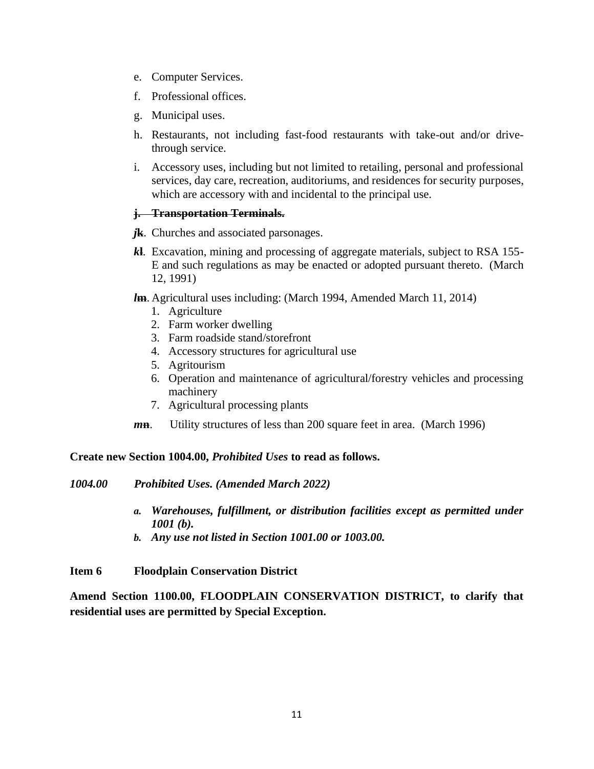e. Computer Services.

f. Professional offices.

g. Municipal uses.

h. Restaurants, not including fast-food restaurants with take-out and/or drive-through service.

i. Accessory uses, including but not limited to retailing, personal and professional services, day care, recreation, auditoriums, and residences for security purposes, which are accessory with and incidental to the principal use.

~~**j. Transportation Terminals.**~~

***j*~~k~~**. Churches and associated parsonages.

***k*~~l~~**. Excavation, mining and processing of aggregate materials, subject to RSA 155-E and such regulations as may be enacted or adopted pursuant thereto. (March 12, 1991)

***l*~~m~~**. Agricultural uses including: (March 1994, Amended March 11, 2014)

1. Agriculture
2. Farm worker dwelling
3. Farm roadside stand/storefront
4. Accessory structures for agricultural use
5. Agritourism
6. Operation and maintenance of agricultural/forestry vehicles and processing machinery
7. Agricultural processing plants

***m*~~n~~**. Utility structures of less than 200 square feet in area. (March 1996)

**Create new Section 1004.00, *Prohibited Uses* to read as follows.**

***1004.00 Prohibited Uses. (Amended March 2022)***

***a. Warehouses, fulfillment, or distribution facilities except as permitted under 1001 (b).***

***b. Any use not listed in Section 1001.00 or 1003.00.***

**Item 6 Floodplain Conservation District**

**Amend Section 1100.00, FLOODPLAIN CONSERVATION DISTRICT, to clarify that residential uses are permitted by Special Exception.**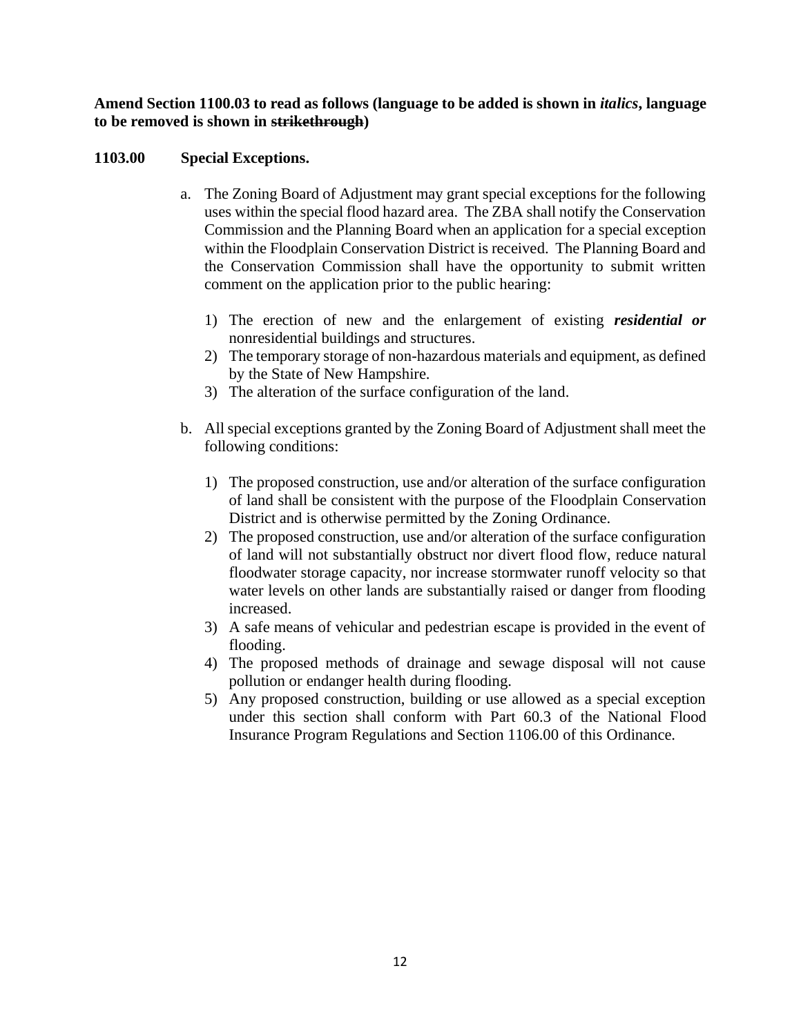**Amend Section 1100.03 to read as follows (language to be added is shown in *italics*, language to be removed is shown in ~~strikethrough~~)**

**1103.00 Special Exceptions.**

a. The Zoning Board of Adjustment may grant special exceptions for the following uses within the special flood hazard area. The ZBA shall notify the Conservation Commission and the Planning Board when an application for a special exception within the Floodplain Conservation District is received. The Planning Board and the Conservation Commission shall have the opportunity to submit written comment on the application prior to the public hearing:

   1) The erection of new and the enlargement of existing ***residential or*** nonresidential buildings and structures.
   2) The temporary storage of non-hazardous materials and equipment, as defined by the State of New Hampshire.
   3) The alteration of the surface configuration of the land.

b. All special exceptions granted by the Zoning Board of Adjustment shall meet the following conditions:

   1) The proposed construction, use and/or alteration of the surface configuration of land shall be consistent with the purpose of the Floodplain Conservation District and is otherwise permitted by the Zoning Ordinance.
   2) The proposed construction, use and/or alteration of the surface configuration of land will not substantially obstruct nor divert flood flow, reduce natural floodwater storage capacity, nor increase stormwater runoff velocity so that water levels on other lands are substantially raised or danger from flooding increased.
   3) A safe means of vehicular and pedestrian escape is provided in the event of flooding.
   4) The proposed methods of drainage and sewage disposal will not cause pollution or endanger health during flooding.
   5) Any proposed construction, building or use allowed as a special exception under this section shall conform with Part 60.3 of the National Flood Insurance Program Regulations and Section 1106.00 of this Ordinance.